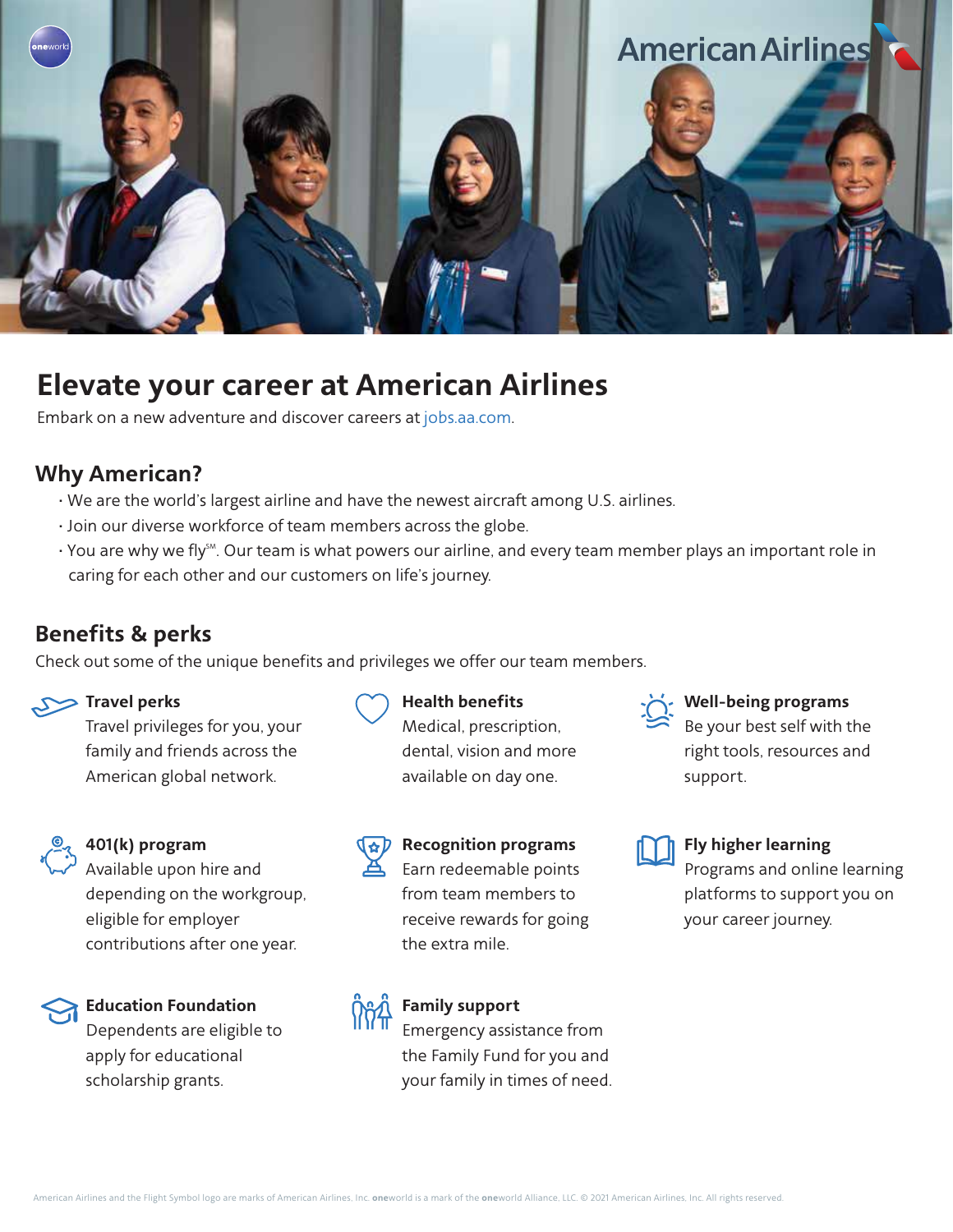# Elevate your career at American Airlines

Embark on a new adventure and discover careers at jobs.aa.com.

## Why American?

- We are the world's largest airline and have the newest aircraft among U.S. airlines.
- Join our diverse workforce of team members across the globe.
- You are why we fly℠. Our team is what powers our airline, and every team member plays an important role in caring for each other and our customers on life's journey.

## Benefits & perks

Check out some of the unique benefits and privileges we offer our team members.

**Travel perks**
Travel privileges for you, your family and friends across the American global network.

**Health benefits**
Medical, prescription, dental, vision and more available on day one.

**Well-being programs**
Be your best self with the right tools, resources and support.

**401(k) program**
Available upon hire and depending on the workgroup, eligible for employer contributions after one year.

**Recognition programs**
Earn redeemable points from team members to receive rewards for going the extra mile.

**Fly higher learning**
Programs and online learning platforms to support you on your career journey.

**Education Foundation**
Dependents are eligible to apply for educational scholarship grants.

**Family support**
Emergency assistance from the Family Fund for you and your family in times of need.

American Airlines and the Flight Symbol logo are marks of American Airlines, Inc. **one**world is a mark of the **one**world Alliance, LLC. © 2021 American Airlines, Inc. All rights reserved.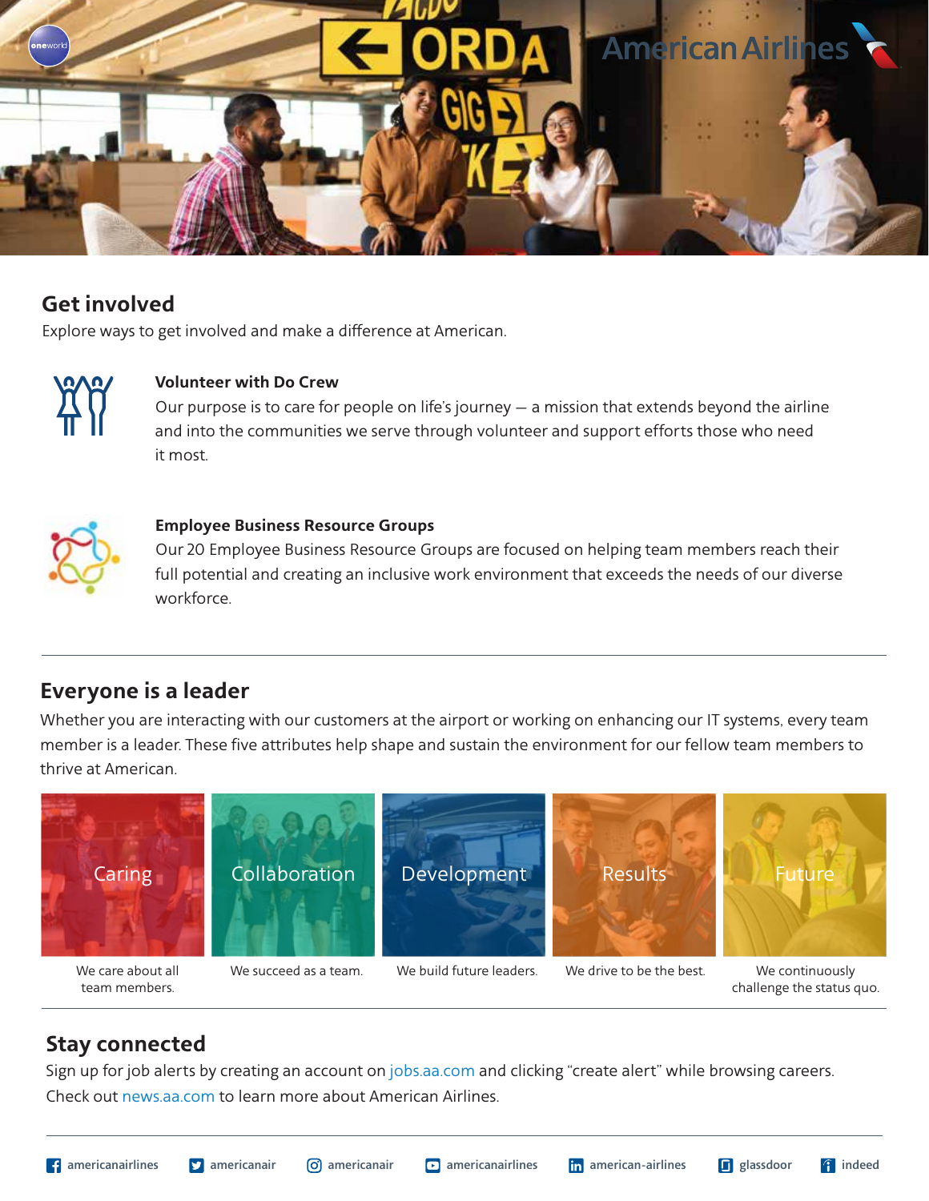## Get involved

Explore ways to get involved and make a difference at American.

### Volunteer with Do Crew

Our purpose is to care for people on life's journey — a mission that extends beyond the airline and into the communities we serve through volunteer and support efforts those who need it most.

### Employee Business Resource Groups

Our 20 Employee Business Resource Groups are focused on helping team members reach their full potential and creating an inclusive work environment that exceeds the needs of our diverse workforce.

---

## Everyone is a leader

Whether you are interacting with our customers at the airport or working on enhancing our IT systems, every team member is a leader. These five attributes help shape and sustain the environment for our fellow team members to thrive at American.

**Caring**
We care about all team members.

**Collaboration**
We succeed as a team.

**Development**
We build future leaders.

**Results**
We drive to be the best.

**Future**
We continuously challenge the status quo.

---

## Stay connected

Sign up for job alerts by creating an account on jobs.aa.com and clicking "create alert" while browsing careers. Check out news.aa.com to learn more about American Airlines.

americanairlines | americanair | americanair | americanairlines | american-airlines | glassdoor | indeed